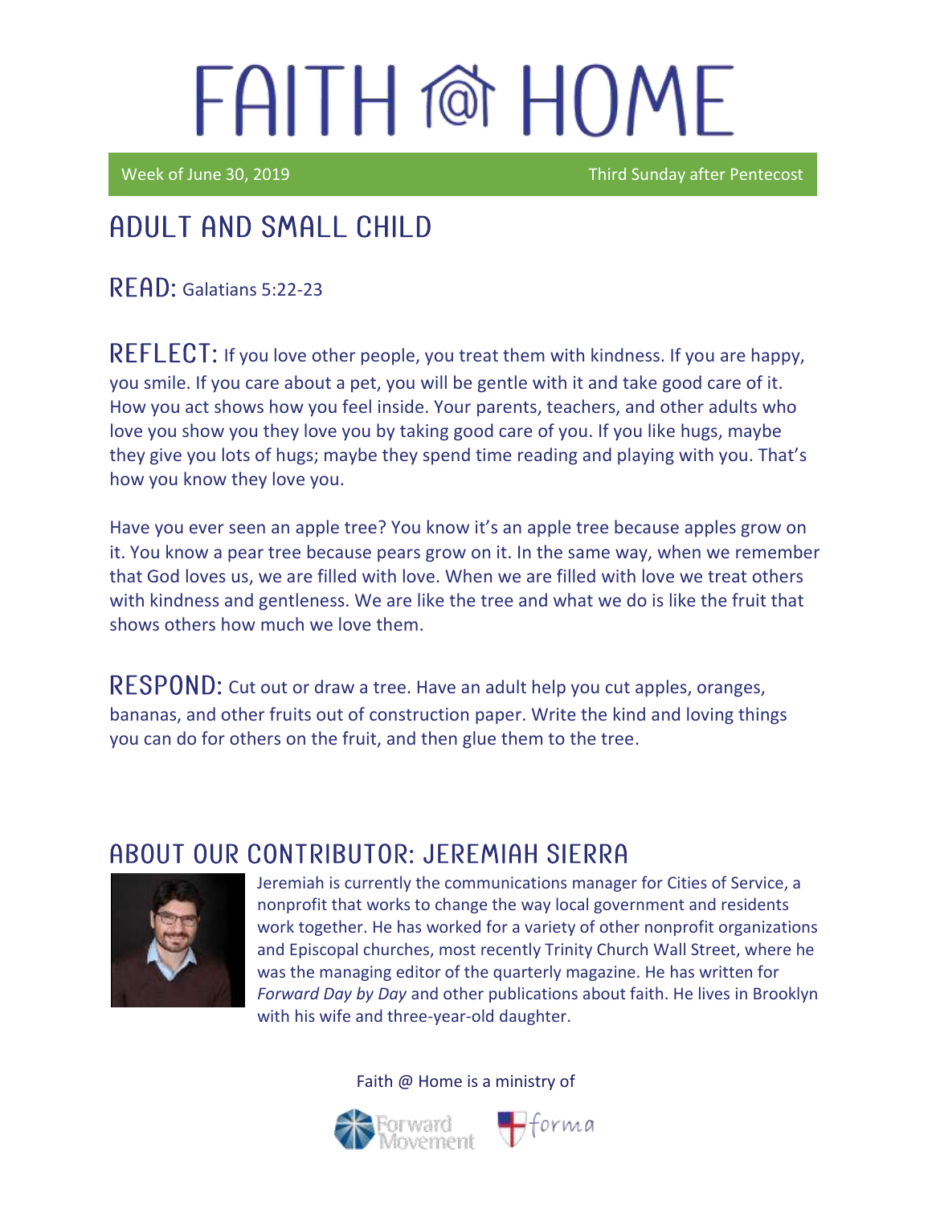# FAITH @ HOME

Week of June 30, 2019 — Third Sunday after Pentecost

## ADULT AND SMALL CHILD

**READ:** Galatians 5:22-23

**REFLECT:** If you love other people, you treat them with kindness. If you are happy, you smile. If you care about a pet, you will be gentle with it and take good care of it. How you act shows how you feel inside. Your parents, teachers, and other adults who love you show you they love you by taking good care of you. If you like hugs, maybe they give you lots of hugs; maybe they spend time reading and playing with you. That's how you know they love you.

Have you ever seen an apple tree? You know it's an apple tree because apples grow on it. You know a pear tree because pears grow on it. In the same way, when we remember that God loves us, we are filled with love. When we are filled with love we treat others with kindness and gentleness. We are like the tree and what we do is like the fruit that shows others how much we love them.

**RESPOND:** Cut out or draw a tree. Have an adult help you cut apples, oranges, bananas, and other fruits out of construction paper. Write the kind and loving things you can do for others on the fruit, and then glue them to the tree.

## ABOUT OUR CONTRIBUTOR: JEREMIAH SIERRA

Jeremiah is currently the communications manager for Cities of Service, a nonprofit that works to change the way local government and residents work together. He has worked for a variety of other nonprofit organizations and Episcopal churches, most recently Trinity Church Wall Street, where he was the managing editor of the quarterly magazine. He has written for *Forward Day by Day* and other publications about faith. He lives in Brooklyn with his wife and three-year-old daughter.

Faith @ Home is a ministry of Forward Movement and forma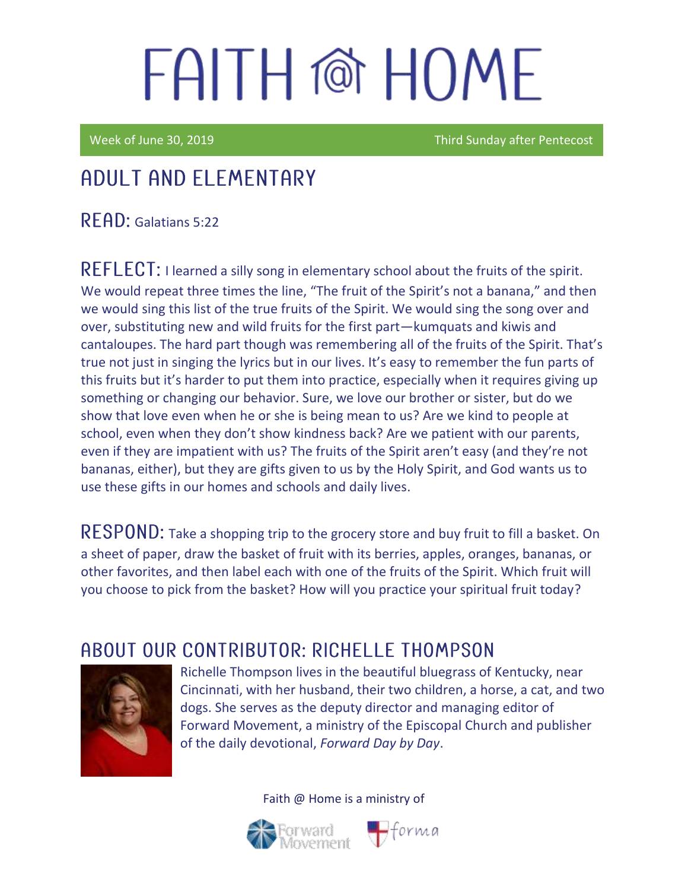# FAITH @ HOME

Week of June 30, 2019 | Third Sunday after Pentecost

## ADULT AND ELEMENTARY

**READ:** Galatians 5:22

**REFLECT:** I learned a silly song in elementary school about the fruits of the spirit. We would repeat three times the line, "The fruit of the Spirit's not a banana," and then we would sing this list of the true fruits of the Spirit. We would sing the song over and over, substituting new and wild fruits for the first part—kumquats and kiwis and cantaloupes. The hard part though was remembering all of the fruits of the Spirit. That's true not just in singing the lyrics but in our lives. It's easy to remember the fun parts of this fruits but it's harder to put them into practice, especially when it requires giving up something or changing our behavior. Sure, we love our brother or sister, but do we show that love even when he or she is being mean to us? Are we kind to people at school, even when they don't show kindness back? Are we patient with our parents, even if they are impatient with us? The fruits of the Spirit aren't easy (and they're not bananas, either), but they are gifts given to us by the Holy Spirit, and God wants us to use these gifts in our homes and schools and daily lives.

**RESPOND:** Take a shopping trip to the grocery store and buy fruit to fill a basket. On a sheet of paper, draw the basket of fruit with its berries, apples, oranges, bananas, or other favorites, and then label each with one of the fruits of the Spirit. Which fruit will you choose to pick from the basket? How will you practice your spiritual fruit today?

## ABOUT OUR CONTRIBUTOR: RICHELLE THOMPSON

Richelle Thompson lives in the beautiful bluegrass of Kentucky, near Cincinnati, with her husband, their two children, a horse, a cat, and two dogs. She serves as the deputy director and managing editor of Forward Movement, a ministry of the Episcopal Church and publisher of the daily devotional, *Forward Day by Day*.

Faith @ Home is a ministry of Forward Movement forma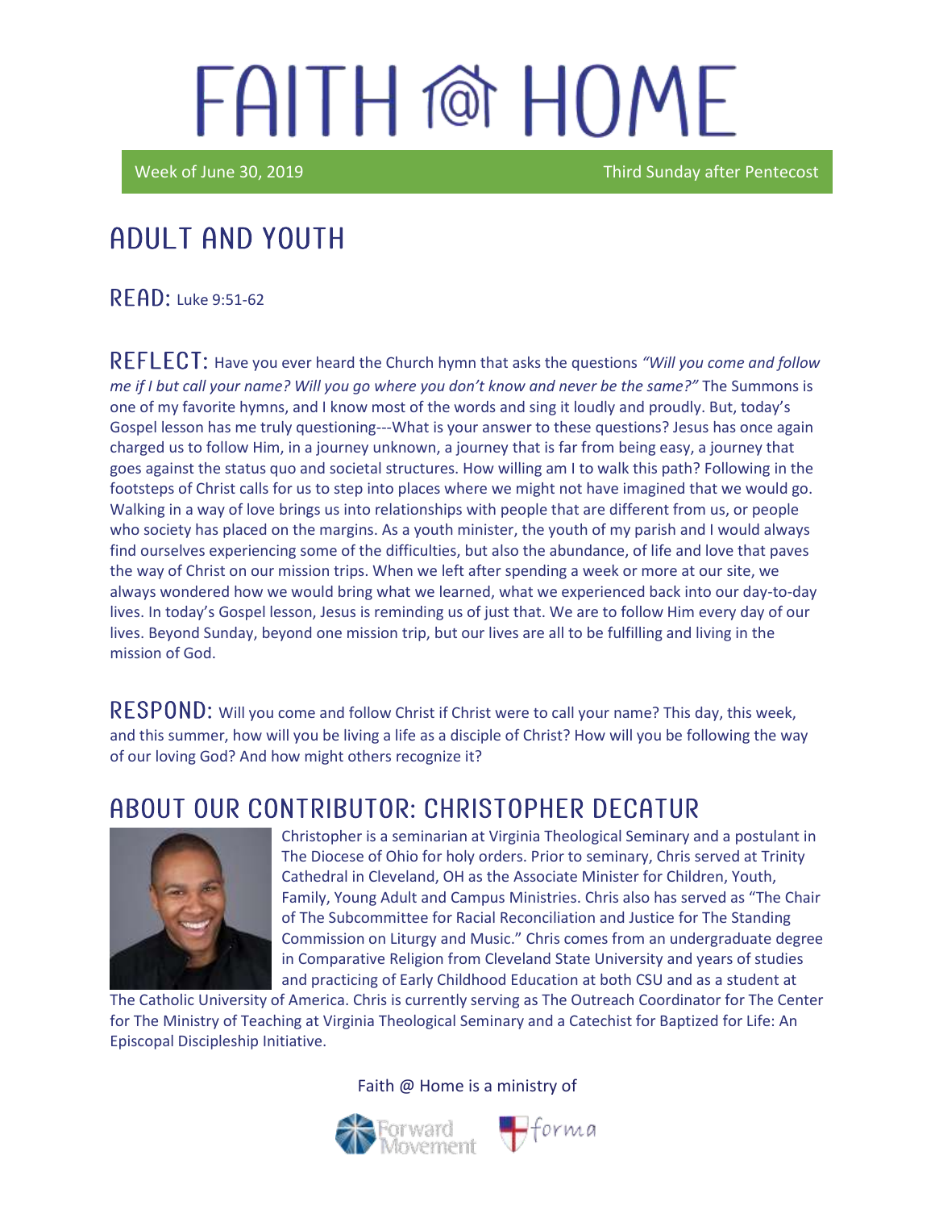# FAITH @ HOME

Week of June 30, 2019 Third Sunday after Pentecost

## ADULT AND YOUTH

**READ:** Luke 9:51-62

**REFLECT:** Have you ever heard the Church hymn that asks the questions *"Will you come and follow me if I but call your name? Will you go where you don't know and never be the same?"* The Summons is one of my favorite hymns, and I know most of the words and sing it loudly and proudly. But, today's Gospel lesson has me truly questioning---What is your answer to these questions? Jesus has once again charged us to follow Him, in a journey unknown, a journey that is far from being easy, a journey that goes against the status quo and societal structures. How willing am I to walk this path? Following in the footsteps of Christ calls for us to step into places where we might not have imagined that we would go. Walking in a way of love brings us into relationships with people that are different from us, or people who society has placed on the margins. As a youth minister, the youth of my parish and I would always find ourselves experiencing some of the difficulties, but also the abundance, of life and love that paves the way of Christ on our mission trips. When we left after spending a week or more at our site, we always wondered how we would bring what we learned, what we experienced back into our day-to-day lives. In today's Gospel lesson, Jesus is reminding us of just that. We are to follow Him every day of our lives. Beyond Sunday, beyond one mission trip, but our lives are all to be fulfilling and living in the mission of God.

**RESPOND:** Will you come and follow Christ if Christ were to call your name? This day, this week, and this summer, how will you be living a life as a disciple of Christ? How will you be following the way of our loving God? And how might others recognize it?

## ABOUT OUR CONTRIBUTOR: CHRISTOPHER DECATUR

Christopher is a seminarian at Virginia Theological Seminary and a postulant in The Diocese of Ohio for holy orders. Prior to seminary, Chris served at Trinity Cathedral in Cleveland, OH as the Associate Minister for Children, Youth, Family, Young Adult and Campus Ministries. Chris also has served as "The Chair of The Subcommittee for Racial Reconciliation and Justice for The Standing Commission on Liturgy and Music." Chris comes from an undergraduate degree in Comparative Religion from Cleveland State University and years of studies and practicing of Early Childhood Education at both CSU and as a student at The Catholic University of America. Chris is currently serving as The Outreach Coordinator for The Center for The Ministry of Teaching at Virginia Theological Seminary and a Catechist for Baptized for Life: An Episcopal Discipleship Initiative.

Faith @ Home is a ministry of

Forward Movement forma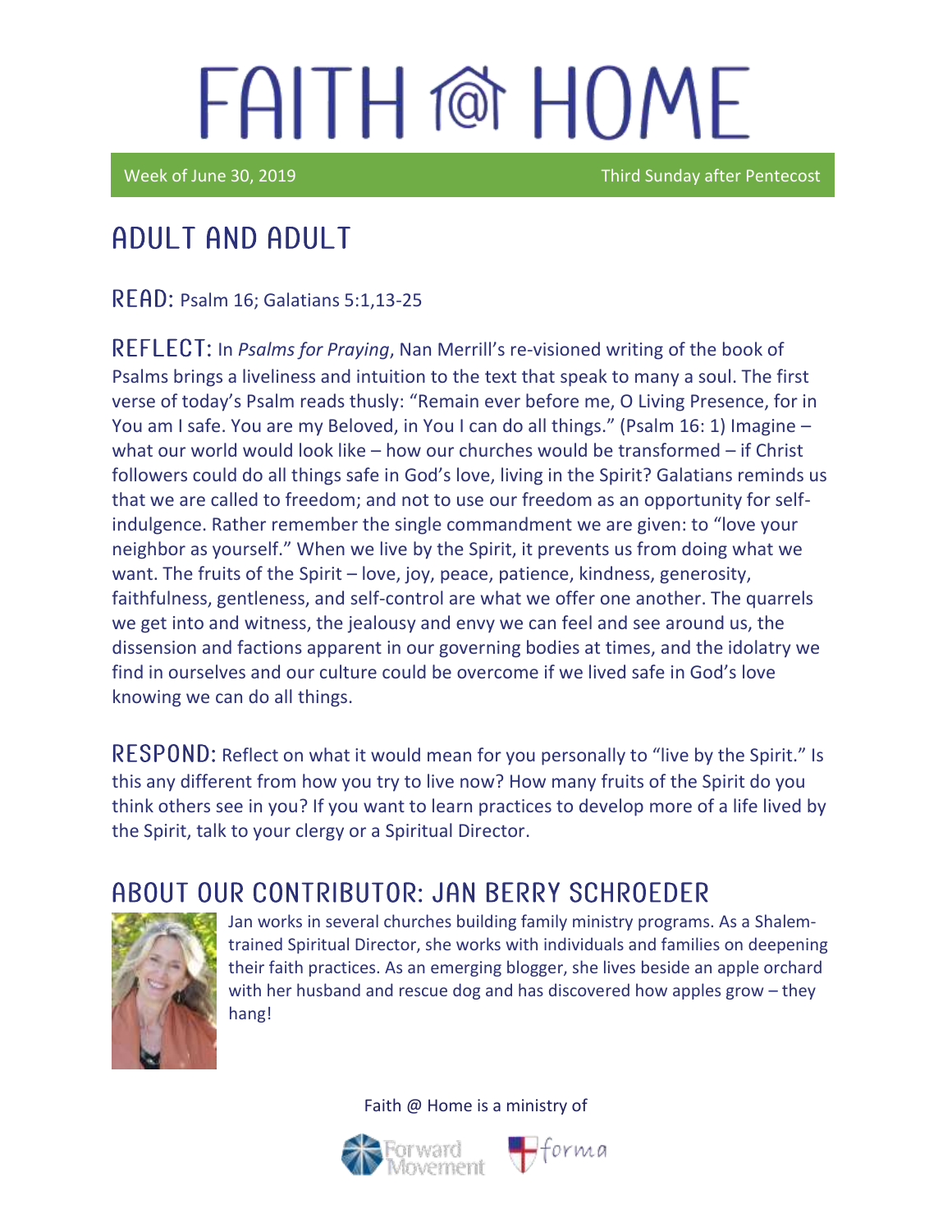# FAITH @ HOME

Week of June 30, 2019 Third Sunday after Pentecost

## ADULT AND ADULT

**READ:** Psalm 16; Galatians 5:1,13-25

**REFLECT:** In *Psalms for Praying*, Nan Merrill's re-visioned writing of the book of Psalms brings a liveliness and intuition to the text that speak to many a soul. The first verse of today's Psalm reads thusly: "Remain ever before me, O Living Presence, for in You am I safe. You are my Beloved, in You I can do all things." (Psalm 16: 1) Imagine – what our world would look like – how our churches would be transformed – if Christ followers could do all things safe in God's love, living in the Spirit? Galatians reminds us that we are called to freedom; and not to use our freedom as an opportunity for self-indulgence. Rather remember the single commandment we are given: to "love your neighbor as yourself." When we live by the Spirit, it prevents us from doing what we want. The fruits of the Spirit – love, joy, peace, patience, kindness, generosity, faithfulness, gentleness, and self-control are what we offer one another. The quarrels we get into and witness, the jealousy and envy we can feel and see around us, the dissension and factions apparent in our governing bodies at times, and the idolatry we find in ourselves and our culture could be overcome if we lived safe in God's love knowing we can do all things.

**RESPOND:** Reflect on what it would mean for you personally to "live by the Spirit." Is this any different from how you try to live now? How many fruits of the Spirit do you think others see in you? If you want to learn practices to develop more of a life lived by the Spirit, talk to your clergy or a Spiritual Director.

## ABOUT OUR CONTRIBUTOR: JAN BERRY SCHROEDER

Jan works in several churches building family ministry programs. As a Shalem-trained Spiritual Director, she works with individuals and families on deepening their faith practices. As an emerging blogger, she lives beside an apple orchard with her husband and rescue dog and has discovered how apples grow – they hang!

Faith @ Home is a ministry of

Forward Movement forma